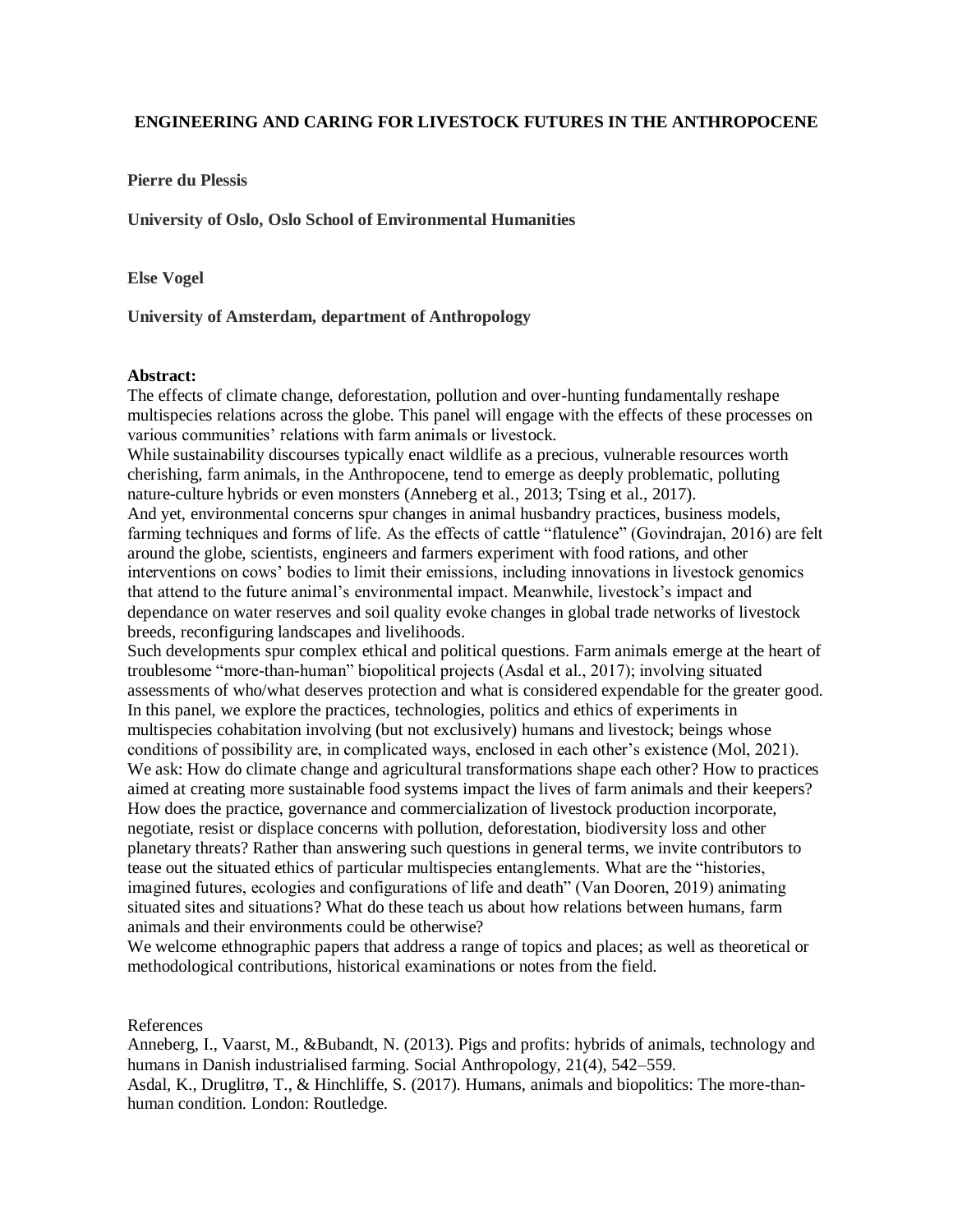# ENGINEERING AND CARING FOR LIVESTOCK FUTURES IN THE ANTHROPOCENE

**Pierre du Plessis**

**University of Oslo, Oslo School of Environmental Humanities**

**Else Vogel**

**University of Amsterdam, department of Anthropology**

**Abstract:**

The effects of climate change, deforestation, pollution and over-hunting fundamentally reshape multispecies relations across the globe. This panel will engage with the effects of these processes on various communities' relations with farm animals or livestock.

While sustainability discourses typically enact wildlife as a precious, vulnerable resources worth cherishing, farm animals, in the Anthropocene, tend to emerge as deeply problematic, polluting nature-culture hybrids or even monsters (Anneberg et al., 2013; Tsing et al., 2017).

And yet, environmental concerns spur changes in animal husbandry practices, business models, farming techniques and forms of life. As the effects of cattle "flatulence" (Govindrajan, 2016) are felt around the globe, scientists, engineers and farmers experiment with food rations, and other interventions on cows' bodies to limit their emissions, including innovations in livestock genomics that attend to the future animal's environmental impact. Meanwhile, livestock's impact and dependance on water reserves and soil quality evoke changes in global trade networks of livestock breeds, reconfiguring landscapes and livelihoods.

Such developments spur complex ethical and political questions. Farm animals emerge at the heart of troublesome "more-than-human" biopolitical projects (Asdal et al., 2017); involving situated assessments of who/what deserves protection and what is considered expendable for the greater good. In this panel, we explore the practices, technologies, politics and ethics of experiments in multispecies cohabitation involving (but not exclusively) humans and livestock; beings whose conditions of possibility are, in complicated ways, enclosed in each other's existence (Mol, 2021). We ask: How do climate change and agricultural transformations shape each other? How to practices aimed at creating more sustainable food systems impact the lives of farm animals and their keepers? How does the practice, governance and commercialization of livestock production incorporate, negotiate, resist or displace concerns with pollution, deforestation, biodiversity loss and other planetary threats? Rather than answering such questions in general terms, we invite contributors to tease out the situated ethics of particular multispecies entanglements. What are the "histories, imagined futures, ecologies and configurations of life and death" (Van Dooren, 2019) animating situated sites and situations? What do these teach us about how relations between humans, farm animals and their environments could be otherwise?

We welcome ethnographic papers that address a range of topics and places; as well as theoretical or methodological contributions, historical examinations or notes from the field.

References

Anneberg, I., Vaarst, M., &Bubandt, N. (2013). Pigs and profits: hybrids of animals, technology and humans in Danish industrialised farming. Social Anthropology, 21(4), 542–559.

Asdal, K., Druglitrø, T., & Hinchliffe, S. (2017). Humans, animals and biopolitics: The more-than-human condition. London: Routledge.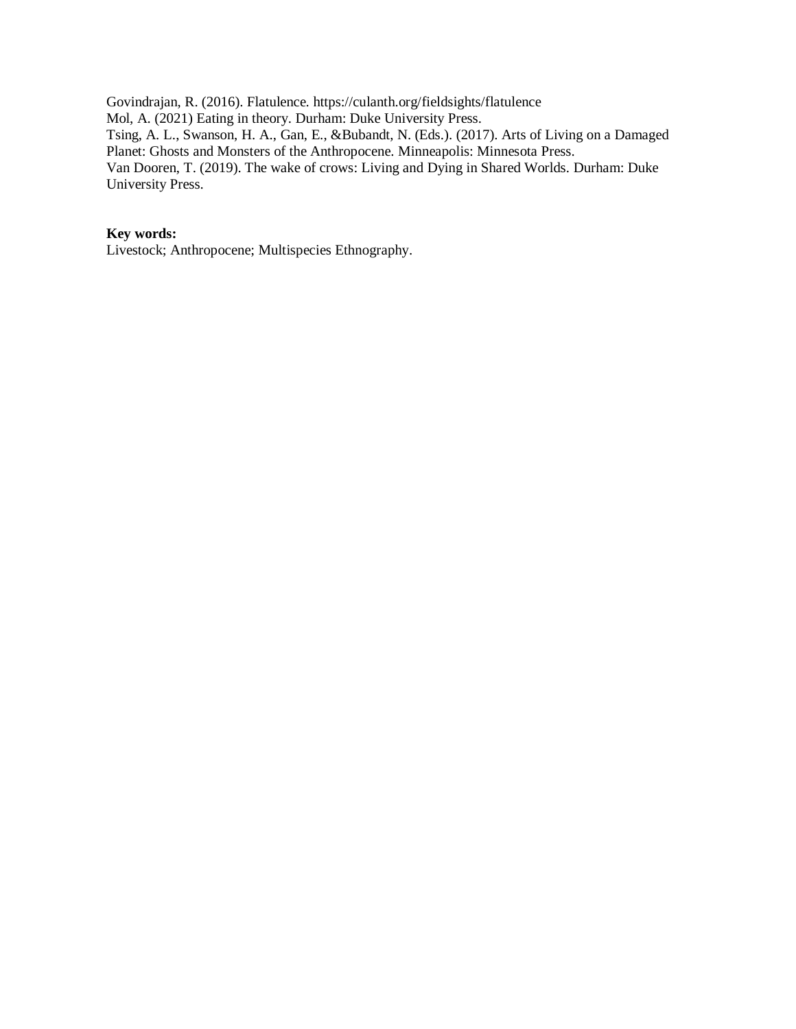Govindrajan, R. (2016). Flatulence. https://culanth.org/fieldsights/flatulence

Mol, A. (2021) Eating in theory. Durham: Duke University Press.

Tsing, A. L., Swanson, H. A., Gan, E., &Bubandt, N. (Eds.). (2017). Arts of Living on a Damaged Planet: Ghosts and Monsters of the Anthropocene. Minneapolis: Minnesota Press.

Van Dooren, T. (2019). The wake of crows: Living and Dying in Shared Worlds. Durham: Duke University Press.

**Key words:**

Livestock; Anthropocene; Multispecies Ethnography.